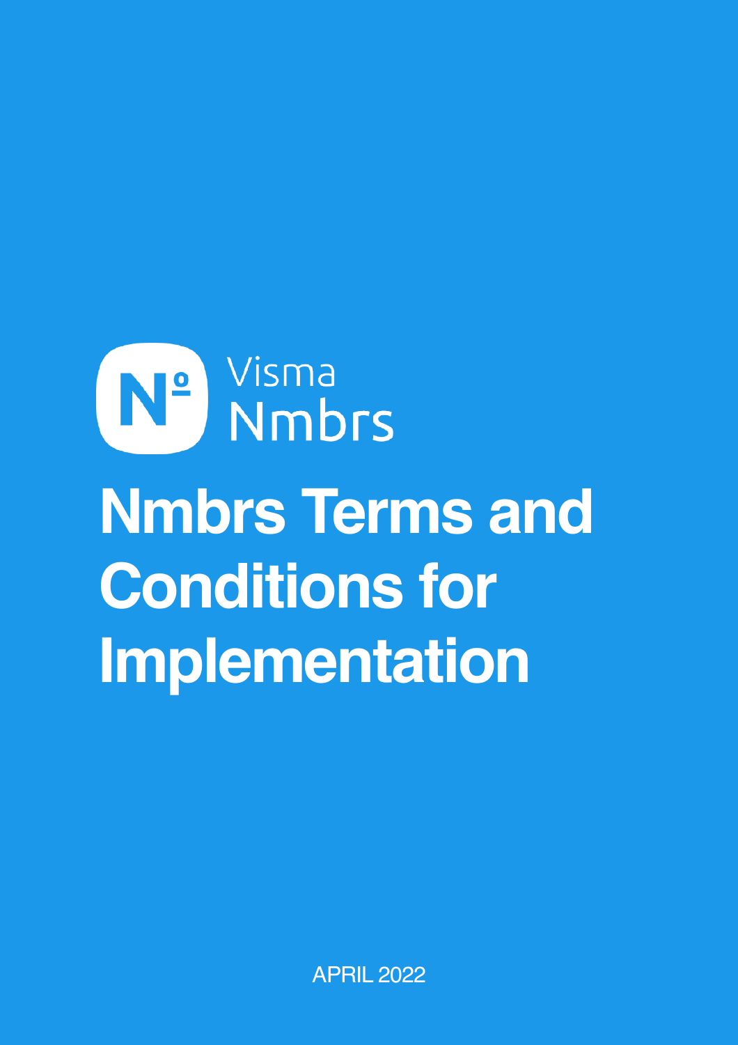Visma Nmbrs

# Nmbrs Terms and Conditions for Implementation

APRIL 2022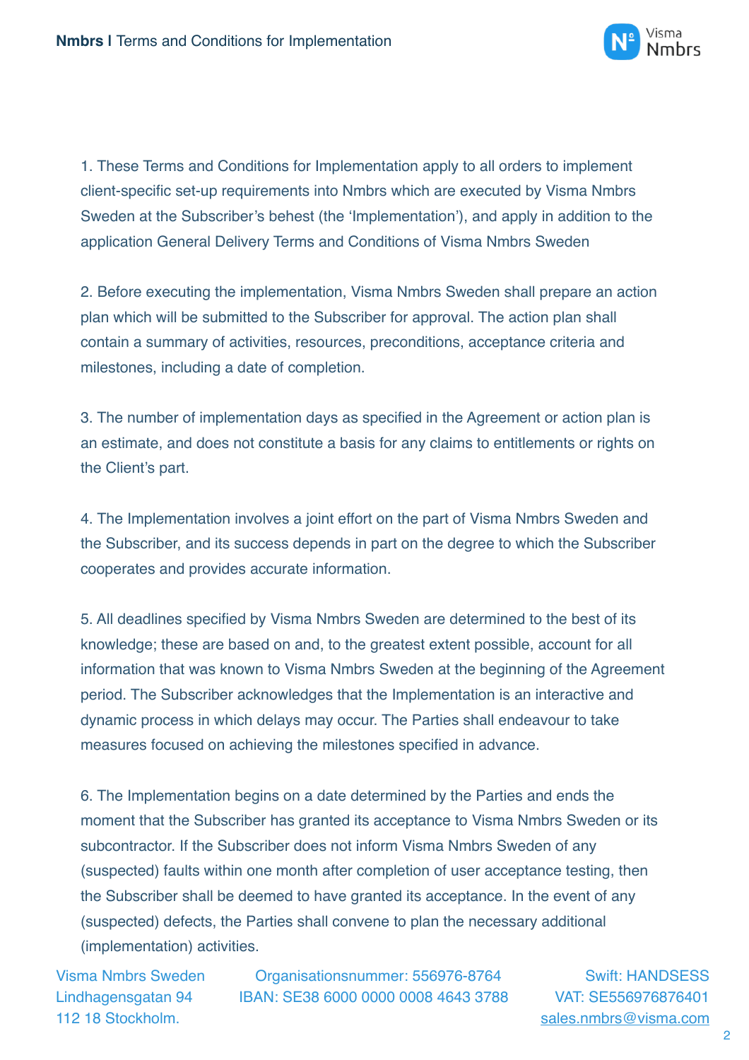1. These Terms and Conditions for Implementation apply to all orders to implement client-specific set-up requirements into Nmbrs which are executed by Visma Nmbrs Sweden at the Subscriber's behest (the 'Implementation'), and apply in addition to the application General Delivery Terms and Conditions of Visma Nmbrs Sweden

2. Before executing the implementation, Visma Nmbrs Sweden shall prepare an action plan which will be submitted to the Subscriber for approval. The action plan shall contain a summary of activities, resources, preconditions, acceptance criteria and milestones, including a date of completion.

3. The number of implementation days as specified in the Agreement or action plan is an estimate, and does not constitute a basis for any claims to entitlements or rights on the Client's part.

4. The Implementation involves a joint effort on the part of Visma Nmbrs Sweden and the Subscriber, and its success depends in part on the degree to which the Subscriber cooperates and provides accurate information.

5. All deadlines specified by Visma Nmbrs Sweden are determined to the best of its knowledge; these are based on and, to the greatest extent possible, account for all information that was known to Visma Nmbrs Sweden at the beginning of the Agreement period. The Subscriber acknowledges that the Implementation is an interactive and dynamic process in which delays may occur. The Parties shall endeavour to take measures focused on achieving the milestones specified in advance.

6. The Implementation begins on a date determined by the Parties and ends the moment that the Subscriber has granted its acceptance to Visma Nmbrs Sweden or its subcontractor. If the Subscriber does not inform Visma Nmbrs Sweden of any (suspected) faults within one month after completion of user acceptance testing, then the Subscriber shall be deemed to have granted its acceptance. In the event of any (suspected) defects, the Parties shall convene to plan the necessary additional (implementation) activities.

Visma Nmbrs Sweden
Lindhagensgatan 94
112 18 Stockholm.

Organisationsnummer: 556976-8764
IBAN: SE38 6000 0000 0008 4643 3788

Swift: HANDSESS
VAT: SE556976876401
sales.nmbrs@visma.com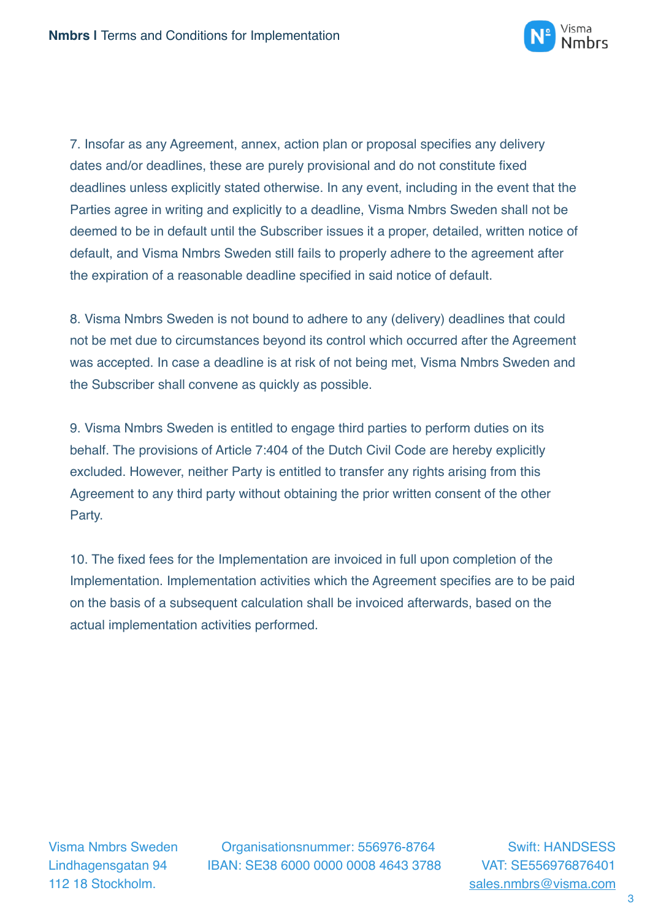7. Insofar as any Agreement, annex, action plan or proposal specifies any delivery dates and/or deadlines, these are purely provisional and do not constitute fixed deadlines unless explicitly stated otherwise. In any event, including in the event that the Parties agree in writing and explicitly to a deadline, Visma Nmbrs Sweden shall not be deemed to be in default until the Subscriber issues it a proper, detailed, written notice of default, and Visma Nmbrs Sweden still fails to properly adhere to the agreement after the expiration of a reasonable deadline specified in said notice of default.

8. Visma Nmbrs Sweden is not bound to adhere to any (delivery) deadlines that could not be met due to circumstances beyond its control which occurred after the Agreement was accepted. In case a deadline is at risk of not being met, Visma Nmbrs Sweden and the Subscriber shall convene as quickly as possible.

9. Visma Nmbrs Sweden is entitled to engage third parties to perform duties on its behalf. The provisions of Article 7:404 of the Dutch Civil Code are hereby explicitly excluded. However, neither Party is entitled to transfer any rights arising from this Agreement to any third party without obtaining the prior written consent of the other Party.

10. The fixed fees for the Implementation are invoiced in full upon completion of the Implementation. Implementation activities which the Agreement specifies are to be paid on the basis of a subsequent calculation shall be invoiced afterwards, based on the actual implementation activities performed.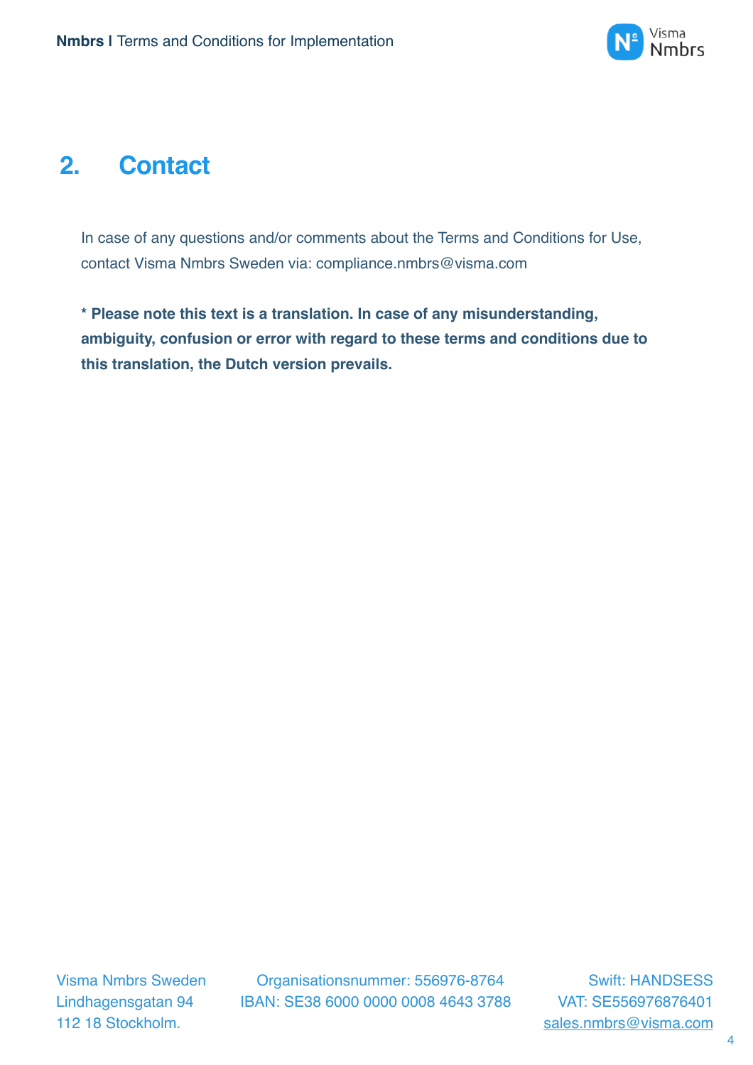## 2. Contact

In case of any questions and/or comments about the Terms and Conditions for Use, contact Visma Nmbrs Sweden via: compliance.nmbrs@visma.com

**\* Please note this text is a translation. In case of any misunderstanding, ambiguity, confusion or error with regard to these terms and conditions due to this translation, the Dutch version prevails.**